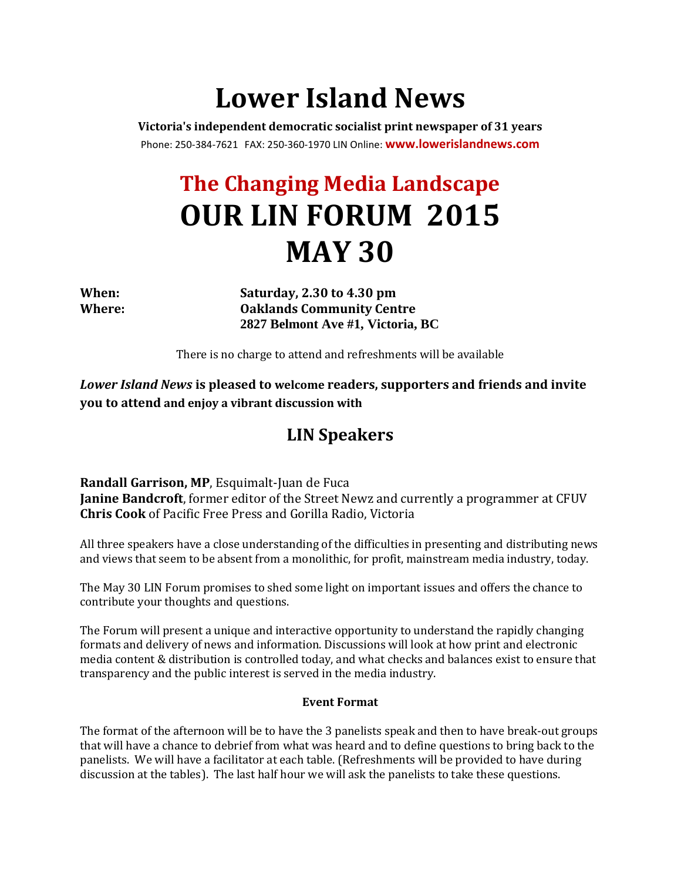# Lower Island News

**Victoria's independent democratic socialist print newspaper of 31 years**

Phone: 250-384-7621 FAX: 250-360-1970 LIN Online: **www.lowerislandnews.com**

## The Changing Media Landscape

# OUR LIN FORUM 2015
# MAY 30

**When:** **Saturday, 2.30 to 4.30 pm**
**Where:** **Oaklands Community Centre**
**2827 Belmont Ave #1, Victoria, BC**

There is no charge to attend and refreshments will be available

***Lower Island News*** **is pleased to welcome readers, supporters and friends and invite you to attend and enjoy a vibrant discussion with**

## LIN Speakers

**Randall Garrison, MP**, Esquimalt-Juan de Fuca
**Janine Bandcroft**, former editor of the Street Newz and currently a programmer at CFUV
**Chris Cook** of Pacific Free Press and Gorilla Radio, Victoria

All three speakers have a close understanding of the difficulties in presenting and distributing news and views that seem to be absent from a monolithic, for profit, mainstream media industry, today.

The May 30 LIN Forum promises to shed some light on important issues and offers the chance to contribute your thoughts and questions.

The Forum will present a unique and interactive opportunity to understand the rapidly changing formats and delivery of news and information. Discussions will look at how print and electronic media content & distribution is controlled today, and what checks and balances exist to ensure that transparency and the public interest is served in the media industry.

**Event Format**

The format of the afternoon will be to have the 3 panelists speak and then to have break-out groups that will have a chance to debrief from what was heard and to define questions to bring back to the panelists. We will have a facilitator at each table. (Refreshments will be provided to have during discussion at the tables). The last half hour we will ask the panelists to take these questions.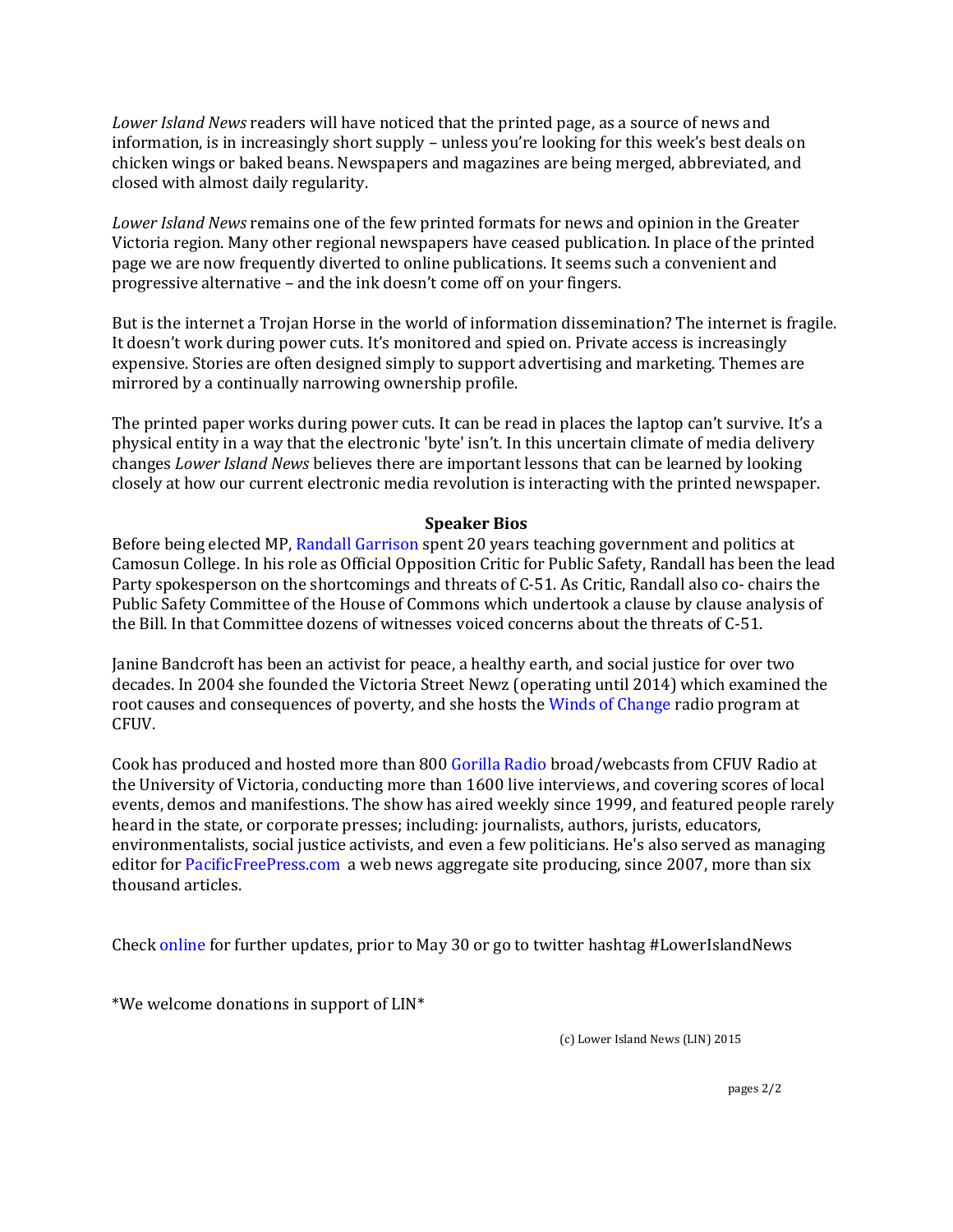*Lower Island News* readers will have noticed that the printed page, as a source of news and information, is in increasingly short supply – unless you're looking for this week's best deals on chicken wings or baked beans. Newspapers and magazines are being merged, abbreviated, and closed with almost daily regularity.

*Lower Island News* remains one of the few printed formats for news and opinion in the Greater Victoria region. Many other regional newspapers have ceased publication. In place of the printed page we are now frequently diverted to online publications. It seems such a convenient and progressive alternative – and the ink doesn't come off on your fingers.

But is the internet a Trojan Horse in the world of information dissemination? The internet is fragile. It doesn't work during power cuts. It's monitored and spied on. Private access is increasingly expensive. Stories are often designed simply to support advertising and marketing. Themes are mirrored by a continually narrowing ownership profile.

The printed paper works during power cuts. It can be read in places the laptop can't survive. It's a physical entity in a way that the electronic 'byte' isn't. In this uncertain climate of media delivery changes *Lower Island News* believes there are important lessons that can be learned by looking closely at how our current electronic media revolution is interacting with the printed newspaper.

**Speaker Bios**

Before being elected MP, Randall Garrison spent 20 years teaching government and politics at Camosun College. In his role as Official Opposition Critic for Public Safety, Randall has been the lead Party spokesperson on the shortcomings and threats of C-51. As Critic, Randall also co- chairs the Public Safety Committee of the House of Commons which undertook a clause by clause analysis of the Bill. In that Committee dozens of witnesses voiced concerns about the threats of C-51.

Janine Bandcroft has been an activist for peace, a healthy earth, and social justice for over two decades. In 2004 she founded the Victoria Street Newz (operating until 2014) which examined the root causes and consequences of poverty, and she hosts the Winds of Change radio program at CFUV.

Cook has produced and hosted more than 800 Gorilla Radio broad/webcasts from CFUV Radio at the University of Victoria, conducting more than 1600 live interviews, and covering scores of local events, demos and manifestions. The show has aired weekly since 1999, and featured people rarely heard in the state, or corporate presses; including: journalists, authors, jurists, educators, environmentalists, social justice activists, and even a few politicians. He's also served as managing editor for PacificFreePress.com a web news aggregate site producing, since 2007, more than six thousand articles.

Check online for further updates, prior to May 30 or go to twitter hashtag #LowerIslandNews

*We welcome donations in support of LIN*

(c) Lower Island News (LIN) 2015